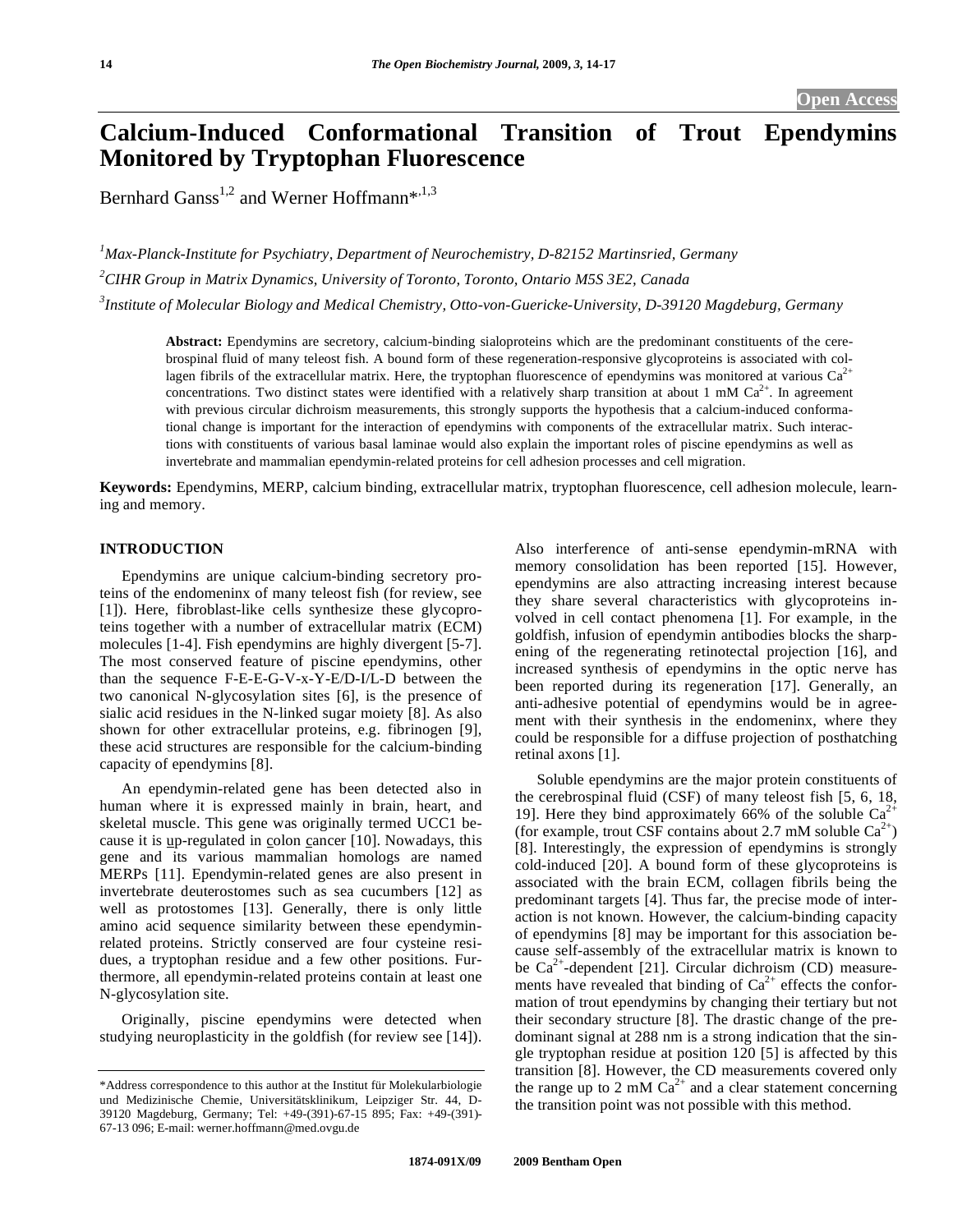Open Access

# Calcium-Induced Conformational Transition of Trout Ependymins Monitored by Tryptophan Fluorescence

Bernhard Ganss[1,2] and Werner Hoffmann*[,1,3]

[1]*Max-Planck-Institute for Psychiatry, Department of Neurochemistry, D-82152 Martinsried, Germany*

[2]*CIHR Group in Matrix Dynamics, University of Toronto, Toronto, Ontario M5S 3E2, Canada*

[3]*Institute of Molecular Biology and Medical Chemistry, Otto-von-Guericke-University, D-39120 Magdeburg, Germany*

**Abstract:** Ependymins are secretory, calcium-binding sialoproteins which are the predominant constituents of the cerebrospinal fluid of many teleost fish. A bound form of these regeneration-responsive glycoproteins is associated with collagen fibrils of the extracellular matrix. Here, the tryptophan fluorescence of ependymins was monitored at various $Ca^{2+}$ concentrations. Two distinct states were identified with a relatively sharp transition at about 1 mM $Ca^{2+}$. In agreement with previous circular dichroism measurements, this strongly supports the hypothesis that a calcium-induced conformational change is important for the interaction of ependymins with components of the extracellular matrix. Such interactions with constituents of various basal laminae would also explain the important roles of piscine ependymins as well as invertebrate and mammalian ependymin-related proteins for cell adhesion processes and cell migration.

**Keywords:** Ependymins, MERP, calcium binding, extracellular matrix, tryptophan fluorescence, cell adhesion molecule, learning and memory.

## INTRODUCTION

Ependymins are unique calcium-binding secretory proteins of the endomeninx of many teleost fish (for review, see [1]). Here, fibroblast-like cells synthesize these glycoproteins together with a number of extracellular matrix (ECM) molecules [1-4]. Fish ependymins are highly divergent [5-7]. The most conserved feature of piscine ependymins, other than the sequence F-E-E-G-V-x-Y-E/D-I/L-D between the two canonical N-glycosylation sites [6], is the presence of sialic acid residues in the N-linked sugar moiety [8]. As also shown for other extracellular proteins, e.g. fibrinogen [9], these acid structures are responsible for the calcium-binding capacity of ependymins [8].

An ependymin-related gene has been detected also in human where it is expressed mainly in brain, heart, and skeletal muscle. This gene was originally termed UCC1 because it is up-regulated in colon cancer [10]. Nowadays, this gene and its various mammalian homologs are named MERPs [11]. Ependymin-related genes are also present in invertebrate deuterostomes such as sea cucumbers [12] as well as protostomes [13]. Generally, there is only little amino acid sequence similarity between these ependymin-related proteins. Strictly conserved are four cysteine residues, a tryptophan residue and a few other positions. Furthermore, all ependymin-related proteins contain at least one N-glycosylation site.

Originally, piscine ependymins were detected when studying neuroplasticity in the goldfish (for review see [14]). Also interference of anti-sense ependymin-mRNA with memory consolidation has been reported [15]. However, ependymins are also attracting increasing interest because they share several characteristics with glycoproteins involved in cell contact phenomena [1]. For example, in the goldfish, infusion of ependymin antibodies blocks the sharpening of the regenerating retinotectal projection [16], and increased synthesis of ependymins in the optic nerve has been reported during its regeneration [17]. Generally, an anti-adhesive potential of ependymins would be in agreement with their synthesis in the endomeninx, where they could be responsible for a diffuse projection of posthatching retinal axons [1].

Soluble ependymins are the major protein constituents of the cerebrospinal fluid (CSF) of many teleost fish [5, 6, 18, 19]. Here they bind approximately 66% of the soluble $Ca^{2+}$ (for example, trout CSF contains about 2.7 mM soluble $Ca^{2+}$) [8]. Interestingly, the expression of ependymins is strongly cold-induced [20]. A bound form of these glycoproteins is associated with the brain ECM, collagen fibrils being the predominant targets [4]. Thus far, the precise mode of interaction is not known. However, the calcium-binding capacity of ependymins [8] may be important for this association because self-assembly of the extracellular matrix is known to be $Ca^{2+}$-dependent [21]. Circular dichroism (CD) measurements have revealed that binding of $Ca^{2+}$ effects the conformation of trout ependymins by changing their tertiary but not their secondary structure [8]. The drastic change of the predominant signal at 288 nm is a strong indication that the single tryptophan residue at position 120 [5] is affected by this transition [8]. However, the CD measurements covered only the range up to 2 mM $Ca^{2+}$ and a clear statement concerning the transition point was not possible with this method.

*Address correspondence to this author at the Institut für Molekularbiologie und Medizinische Chemie, Universitätsklinikum, Leipziger Str. 44, D-39120 Magdeburg, Germany; Tel: +49-(391)-67-15 895; Fax: +49-(391)-67-13 096; E-mail: werner.hoffmann@med.ovgu.de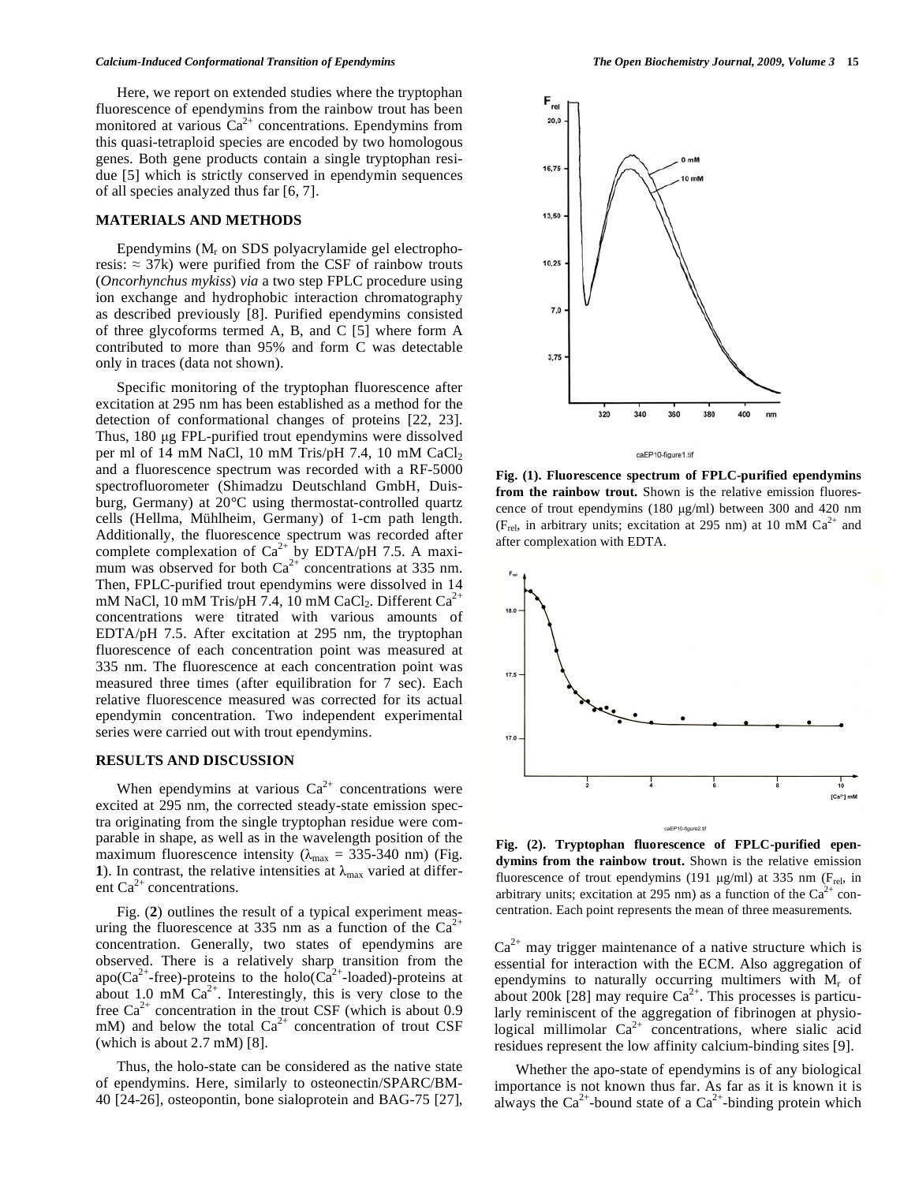Here, we report on extended studies where the tryptophan fluorescence of ependymins from the rainbow trout has been monitored at various $Ca^{2+}$ concentrations. Ependymins from this quasi-tetraploid species are encoded by two homologous genes. Both gene products contain a single tryptophan residue [5] which is strictly conserved in ependymin sequences of all species analyzed thus far [6, 7].

## MATERIALS AND METHODS

Ependymins ($M_r$ on SDS polyacrylamide gel electrophoresis: ≈ 37k) were purified from the CSF of rainbow trouts (*Oncorhynchus mykiss*) *via* a two step FPLC procedure using ion exchange and hydrophobic interaction chromatography as described previously [8]. Purified ependymins consisted of three glycoforms termed A, B, and C [5] where form A contributed to more than 95% and form C was detectable only in traces (data not shown).

Specific monitoring of the tryptophan fluorescence after excitation at 295 nm has been established as a method for the detection of conformational changes of proteins [22, 23]. Thus, 180 μg FPL-purified trout ependymins were dissolved per ml of 14 mM NaCl, 10 mM Tris/pH 7.4, 10 mM $CaCl_2$ and a fluorescence spectrum was recorded with a RF-5000 spectrofluorometer (Shimadzu Deutschland GmbH, Duisburg, Germany) at 20°C using thermostat-controlled quartz cells (Hellma, Mühlheim, Germany) of 1-cm path length. Additionally, the fluorescence spectrum was recorded after complete complexation of $Ca^{2+}$ by EDTA/pH 7.5. A maximum was observed for both $Ca^{2+}$ concentrations at 335 nm. Then, FPLC-purified trout ependymins were dissolved in 14 mM NaCl, 10 mM Tris/pH 7.4, 10 mM $CaCl_2$. Different $Ca^{2+}$ concentrations were titrated with various amounts of EDTA/pH 7.5. After excitation at 295 nm, the tryptophan fluorescence of each concentration point was measured at 335 nm. The fluorescence at each concentration point was measured three times (after equilibration for 7 sec). Each relative fluorescence measured was corrected for its actual ependymin concentration. Two independent experimental series were carried out with trout ependymins.

## RESULTS AND DISCUSSION

When ependymins at various $Ca^{2+}$ concentrations were excited at 295 nm, the corrected steady-state emission spectra originating from the single tryptophan residue were comparable in shape, as well as in the wavelength position of the maximum fluorescence intensity ($\lambda_{max}$ = 335-340 nm) (Fig. **1**). In contrast, the relative intensities at $\lambda_{max}$ varied at different $Ca^{2+}$ concentrations.

Fig. (**2**) outlines the result of a typical experiment measuring the fluorescence at 335 nm as a function of the $Ca^{2+}$ concentration. Generally, two states of ependymins are observed. There is a relatively sharp transition from the apo($Ca^{2+}$-free)-proteins to the holo($Ca^{2+}$-loaded)-proteins at about 1.0 mM $Ca^{2+}$. Interestingly, this is very close to the free $Ca^{2+}$ concentration in the trout CSF (which is about 0.9 mM) and below the total $Ca^{2+}$ concentration of trout CSF (which is about 2.7 mM) [8].

Thus, the holo-state can be considered as the native state of ependymins. Here, similarly to osteonectin/SPARC/BM-40 [24-26], osteopontin, bone sialoprotein and BAG-75 [27], $Ca^{2+}$ may trigger maintenance of a native structure which is essential for interaction with the ECM. Also aggregation of ependymins to naturally occurring multimers with $M_r$ of about 200k [28] may require $Ca^{2+}$. This processes is particularly reminiscent of the aggregation of fibrinogen at physiological millimolar $Ca^{2+}$ concentrations, where sialic acid residues represent the low affinity calcium-binding sites [9].

**Fig. (1). Fluorescence spectrum of FPLC-purified ependymins from the rainbow trout.** Shown is the relative emission fluorescence of trout ependymins (180 μg/ml) between 300 and 420 nm ($F_{rel}$, in arbitrary units; excitation at 295 nm) at 10 mM $Ca^{2+}$ and after complexation with EDTA.

**Fig. (2). Tryptophan fluorescence of FPLC-purified ependymins from the rainbow trout.** Shown is the relative emission fluorescence of trout ependymins (191 μg/ml) at 335 nm ($F_{rel}$, in arbitrary units; excitation at 295 nm) as a function of the $Ca^{2+}$ concentration. Each point represents the mean of three measurements.

Whether the apo-state of ependymins is of any biological importance is not known thus far. As far as it is known it is always the $Ca^{2+}$-bound state of a $Ca^{2+}$-binding protein which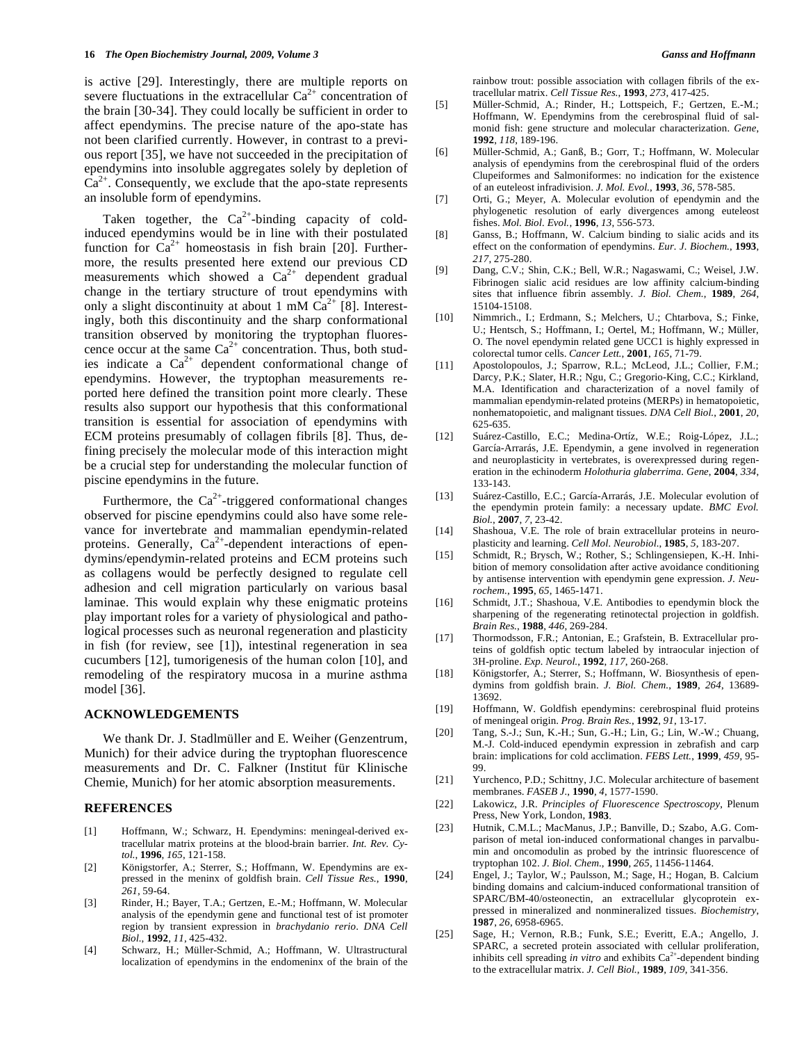is active [29]. Interestingly, there are multiple reports on severe fluctuations in the extracellular $Ca^{2+}$ concentration of the brain [30-34]. They could locally be sufficient in order to affect ependymins. The precise nature of the apo-state has not been clarified currently. However, in contrast to a previous report [35], we have not succeeded in the precipitation of ependymins into insoluble aggregates solely by depletion of $Ca^{2+}$. Consequently, we exclude that the apo-state represents an insoluble form of ependymins.

Taken together, the $Ca^{2+}$-binding capacity of cold-induced ependymins would be in line with their postulated function for $Ca^{2+}$ homeostasis in fish brain [20]. Furthermore, the results presented here extend our previous CD measurements which showed a $Ca^{2+}$ dependent gradual change in the tertiary structure of trout ependymins with only a slight discontinuity at about 1 mM $Ca^{2+}$ [8]. Interestingly, both this discontinuity and the sharp conformational transition observed by monitoring the tryptophan fluorescence occur at the same $Ca^{2+}$ concentration. Thus, both studies indicate a $Ca^{2+}$ dependent conformational change of ependymins. However, the tryptophan measurements reported here defined the transition point more clearly. These results also support our hypothesis that this conformational transition is essential for association of ependymins with ECM proteins presumably of collagen fibrils [8]. Thus, defining precisely the molecular mode of this interaction might be a crucial step for understanding the molecular function of piscine ependymins in the future.

Furthermore, the $Ca^{2+}$-triggered conformational changes observed for piscine ependymins could also have some relevance for invertebrate and mammalian ependymin-related proteins. Generally, $Ca^{2+}$-dependent interactions of ependymins/ependymin-related proteins and ECM proteins such as collagens would be perfectly designed to regulate cell adhesion and cell migration particularly on various basal laminae. This would explain why these enigmatic proteins play important roles for a variety of physiological and pathological processes such as neuronal regeneration and plasticity in fish (for review, see [1]), intestinal regeneration in sea cucumbers [12], tumorigenesis of the human colon [10], and remodeling of the respiratory mucosa in a murine asthma model [36].

## ACKNOWLEDGEMENTS

We thank Dr. J. Stadlmüller and E. Weiher (Genzentrum, Munich) for their advice during the tryptophan fluorescence measurements and Dr. C. Falkner (Institut für Klinische Chemie, Munich) for her atomic absorption measurements.

## REFERENCES

[1] Hoffmann, W.; Schwarz, H. Ependymins: meningeal-derived extracellular matrix proteins at the blood-brain barrier. *Int. Rev. Cytol.*, **1996**, *165*, 121-158.

[2] Königstorfer, A.; Sterrer, S.; Hoffmann, W. Ependymins are expressed in the meninx of goldfish brain. *Cell Tissue Res.*, **1990**, *261*, 59-64.

[3] Rinder, H.; Bayer, T.A.; Gertzen, E.-M.; Hoffmann, W. Molecular analysis of the ependymin gene and functional test of ist promoter region by transient expression in *brachydanio rerio*. *DNA Cell Biol.*, **1992**, *11*, 425-432.

[4] Schwarz, H.; Müller-Schmid, A.; Hoffmann, W. Ultrastructural localization of ependymins in the endomeninx of the brain of the rainbow trout: possible association with collagen fibrils of the extracellular matrix. *Cell Tissue Res.*, **1993**, *273*, 417-425.

[5] Müller-Schmid, A.; Rinder, H.; Lottspeich, F.; Gertzen, E.-M.; Hoffmann, W. Ependymins from the cerebrospinal fluid of salmonid fish: gene structure and molecular characterization. *Gene*, **1992**, *118*, 189-196.

[6] Müller-Schmid, A.; Ganß, B.; Gorr, T.; Hoffmann, W. Molecular analysis of ependymins from the cerebrospinal fluid of the orders Clupeiformes and Salmoniformes: no indication for the existence of an euteleost infradivision. *J. Mol. Evol.*, **1993**, *36*, 578-585.

[7] Orti, G.; Meyer, A. Molecular evolution of ependymin and the phylogenetic resolution of early divergences among euteleost fishes. *Mol. Biol. Evol.*, **1996**, *13*, 556-573.

[8] Ganss, B.; Hoffmann, W. Calcium binding to sialic acids and its effect on the conformation of ependymins. *Eur. J. Biochem.*, **1993**, *217*, 275-280.

[9] Dang, C.V.; Shin, C.K.; Bell, W.R.; Nagaswami, C.; Weisel, J.W. Fibrinogen sialic acid residues are low affinity calcium-binding sites that influence fibrin assembly. *J. Biol. Chem.*, **1989**, *264*, 15104-15108.

[10] Nimmrich., I.; Erdmann, S.; Melchers, U.; Chtarbova, S.; Finke, U.; Hentsch, S.; Hoffmann, I.; Oertel, M.; Hoffmann, W.; Müller, O. The novel ependymin related gene UCC1 is highly expressed in colorectal tumor cells. *Cancer Lett.*, **2001**, *165*, 71-79.

[11] Apostolopoulos, J.; Sparrow, R.L.; McLeod, J.L.; Collier, F.M.; Darcy, P.K.; Slater, H.R.; Ngu, C.; Gregorio-King, C.C.; Kirkland, M.A. Identification and characterization of a novel family of mammalian ependymin-related proteins (MERPs) in hematopoietic, nonhematopoietic, and malignant tissues. *DNA Cell Biol.*, **2001**, *20*, 625-635.

[12] Suárez-Castillo, E.C.; Medina-Ortíz, W.E.; Roig-López, J.L.; García-Arrarás, J.E. Ependymin, a gene involved in regeneration and neuroplasticity in vertebrates, is overexpressed during regeneration in the echinoderm *Holothuria glaberrima*. *Gene*, **2004**, *334*, 133-143.

[13] Suárez-Castillo, E.C.; García-Arrarás, J.E. Molecular evolution of the ependymin protein family: a necessary update. *BMC Evol. Biol.*, **2007**, *7*, 23-42.

[14] Shashoua, V.E. The role of brain extracellular proteins in neuroplasticity and learning. *Cell Mol. Neurobiol.*, **1985**, *5*, 183-207.

[15] Schmidt, R.; Brysch, W.; Rother, S.; Schlingensiepen, K.-H. Inhibition of memory consolidation after active avoidance conditioning by antisense intervention with ependymin gene expression. *J. Neurochem.*, **1995**, *65*, 1465-1471.

[16] Schmidt, J.T.; Shashoua, V.E. Antibodies to ependymin block the sharpening of the regenerating retinotectal projection in goldfish. *Brain Res.*, **1988**, *446*, 269-284.

[17] Thormodsson, F.R.; Antonian, E.; Grafstein, B. Extracellular proteins of goldfish optic tectum labeled by intraocular injection of 3H-proline. *Exp. Neurol.*, **1992**, *117*, 260-268.

[18] Königstorfer, A.; Sterrer, S.; Hoffmann, W. Biosynthesis of ependymins from goldfish brain. *J. Biol. Chem.*, **1989**, *264*, 13689-13692.

[19] Hoffmann, W. Goldfish ependymins: cerebrospinal fluid proteins of meningeal origin. *Prog. Brain Res.*, **1992**, *91*, 13-17.

[20] Tang, S.-J.; Sun, K.-H.; Sun, G.-H.; Lin, G.; Lin, W.-W.; Chuang, M.-J. Cold-induced ependymin expression in zebrafish and carp brain: implications for cold acclimation. *FEBS Lett.*, **1999**, *459*, 95-99.

[21] Yurchenco, P.D.; Schittny, J.C. Molecular architecture of basement membranes. *FASEB J.*, **1990**, *4*, 1577-1590.

[22] Lakowicz, J.R. *Principles of Fluorescence Spectroscopy*, Plenum Press, New York, London, **1983**.

[23] Hutnik, C.M.L.; MacManus, J.P.; Banville, D.; Szabo, A.G. Comparison of metal ion-induced conformational changes in parvalbumin and oncomodulin as probed by the intrinsic fluorescence of tryptophan 102. *J. Biol. Chem.*, **1990**, *265*, 11456-11464.

[24] Engel, J.; Taylor, W.; Paulsson, M.; Sage, H.; Hogan, B. Calcium binding domains and calcium-induced conformational transition of SPARC/BM-40/osteonectin, an extracellular glycoprotein expressed in mineralized and nonmineralized tissues. *Biochemistry*, **1987**, *26*, 6958-6965.

[25] Sage, H.; Vernon, R.B.; Funk, S.E.; Everitt, E.A.; Angello, J. SPARC, a secreted protein associated with cellular proliferation, inhibits cell spreading *in vitro* and exhibits $Ca^{2+}$-dependent binding to the extracellular matrix. *J. Cell Biol.*, **1989**, *109*, 341-356.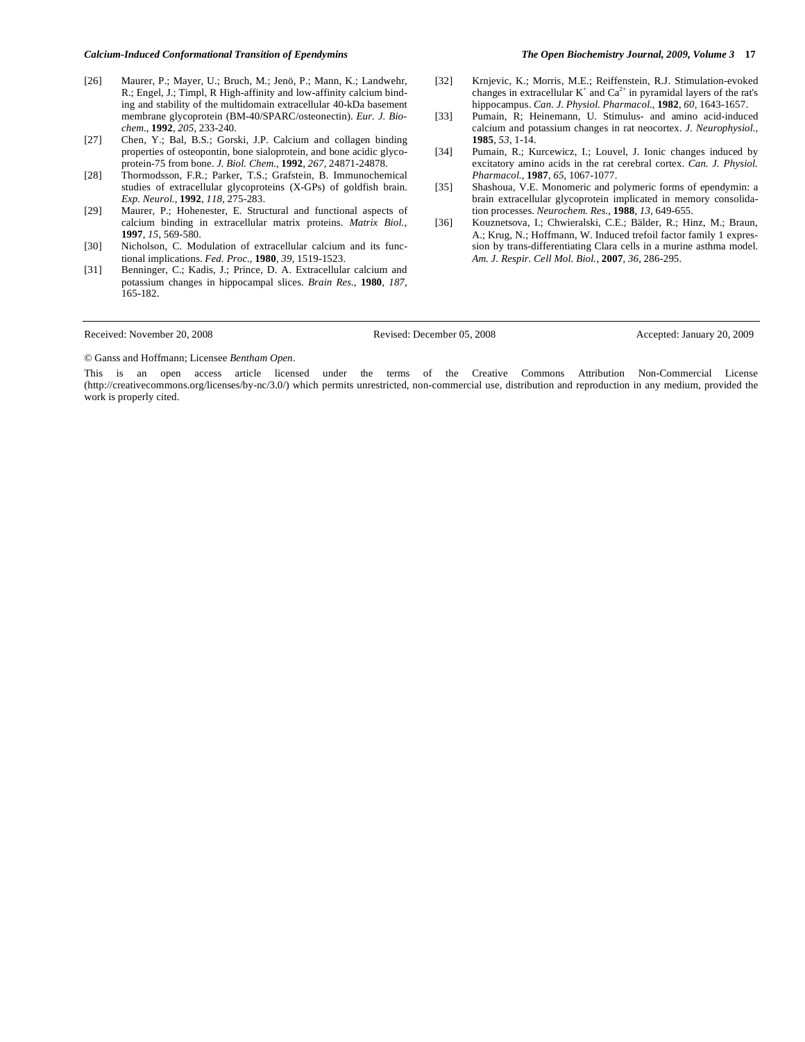[26] Maurer, P.; Mayer, U.; Bruch, M.; Jenö, P.; Mann, K.; Landwehr, R.; Engel, J.; Timpl, R High-affinity and low-affinity calcium binding and stability of the multidomain extracellular 40-kDa basement membrane glycoprotein (BM-40/SPARC/osteonectin). *Eur. J. Biochem.*, **1992**, *205*, 233-240.

[27] Chen, Y.; Bal, B.S.; Gorski, J.P. Calcium and collagen binding properties of osteopontin, bone sialoprotein, and bone acidic glycoprotein-75 from bone. *J. Biol. Chem.*, **1992**, *267*, 24871-24878.

[28] Thormodsson, F.R.; Parker, T.S.; Grafstein, B. Immunochemical studies of extracellular glycoproteins (X-GPs) of goldfish brain. *Exp. Neurol.*, **1992**, *118*, 275-283.

[29] Maurer, P.; Hohenester, E. Structural and functional aspects of calcium binding in extracellular matrix proteins. *Matrix Biol.*, **1997**, *15*, 569-580.

[30] Nicholson, C. Modulation of extracellular calcium and its functional implications. *Fed. Proc.*, **1980**, *39*, 1519-1523.

[31] Benninger, C.; Kadis, J.; Prince, D. A. Extracellular calcium and potassium changes in hippocampal slices. *Brain Res.*, **1980**, *187*, 165-182.

[32] Krnjevic, K.; Morris, M.E.; Reiffenstein, R.J. Stimulation-evoked changes in extracellular $K^+$ and $Ca^{2+}$ in pyramidal layers of the rat's hippocampus. *Can. J. Physiol. Pharmacol.*, **1982**, *60*, 1643-1657.

[33] Pumain, R; Heinemann, U. Stimulus- and amino acid-induced calcium and potassium changes in rat neocortex. *J. Neurophysiol.*, **1985**, *53*, 1-14.

[34] Pumain, R.; Kurcewicz, I.; Louvel, J. Ionic changes induced by excitatory amino acids in the rat cerebral cortex. *Can. J. Physiol. Pharmacol.*, **1987**, *65*, 1067-1077.

[35] Shashoua, V.E. Monomeric and polymeric forms of ependymin: a brain extracellular glycoprotein implicated in memory consolidation processes. *Neurochem. Res.*, **1988**, *13*, 649-655.

[36] Kouznetsova, I.; Chwieralski, C.E.; Bälder, R.; Hinz, M.; Braun, A.; Krug, N.; Hoffmann, W. Induced trefoil factor family 1 expression by trans-differentiating Clara cells in a murine asthma model. *Am. J. Respir. Cell Mol. Biol.*, **2007**, *36*, 286-295.

---

Received: November 20, 2008 Revised: December 05, 2008 Accepted: January 20, 2009

© Ganss and Hoffmann; Licensee *Bentham Open*.

This is an open access article licensed under the terms of the Creative Commons Attribution Non-Commercial License (http://creativecommons.org/licenses/by-nc/3.0/) which permits unrestricted, non-commercial use, distribution and reproduction in any medium, provided the work is properly cited.